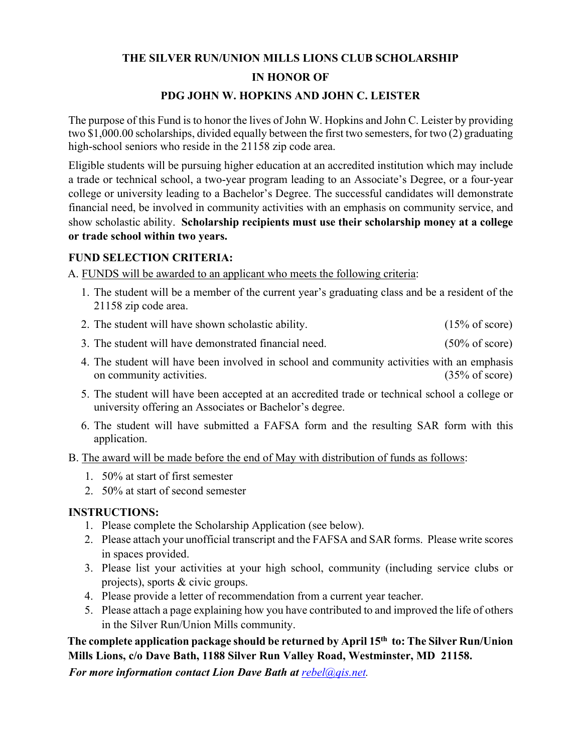# THE SILVER RUN/UNION MILLS LIONS CLUB SCHOLARSHIP

## IN HONOR OF

## PDG JOHN W. HOPKINS AND JOHN C. LEISTER

The purpose of this Fund is to honor the lives of John W. Hopkins and John C. Leister by providing two $1,000.00 scholarships, divided equally between the first two semesters, for two (2) graduating high-school seniors who reside in the 21158 zip code area.

Eligible students will be pursuing higher education at an accredited institution which may include a trade or technical school, a two-year program leading to an Associate's Degree, or a four-year college or university leading to a Bachelor's Degree. The successful candidates will demonstrate financial need, be involved in community activities with an emphasis on community service, and show scholastic ability. **Scholarship recipients must use their scholarship money at a college or trade school within two years.**

### FUND SELECTION CRITERIA:

A. <u>FUNDS will be awarded to an applicant who meets the following criteria</u>:

1. The student will be a member of the current year's graduating class and be a resident of the 21158 zip code area.
2. The student will have shown scholastic ability. (15% of score)
3. The student will have demonstrated financial need. (50% of score)
4. The student will have been involved in school and community activities with an emphasis on community activities. (35% of score)
5. The student will have been accepted at an accredited trade or technical school a college or university offering an Associates or Bachelor's degree.
6. The student will have submitted a FAFSA form and the resulting SAR form with this application.

B. <u>The award will be made before the end of May with distribution of funds as follows</u>:

1. 50% at start of first semester
2. 50% at start of second semester

### INSTRUCTIONS:

1. Please complete the Scholarship Application (see below).
2. Please attach your unofficial transcript and the FAFSA and SAR forms. Please write scores in spaces provided.
3. Please list your activities at your high school, community (including service clubs or projects), sports & civic groups.
4. Please provide a letter of recommendation from a current year teacher.
5. Please attach a page explaining how you have contributed to and improved the life of others in the Silver Run/Union Mills community.

**The complete application package should be returned by April 15th to: The Silver Run/Union Mills Lions, c/o Dave Bath, 1188 Silver Run Valley Road, Westminster, MD 21158.**

***For more information contact Lion Dave Bath at*** *rebel@qis.net.*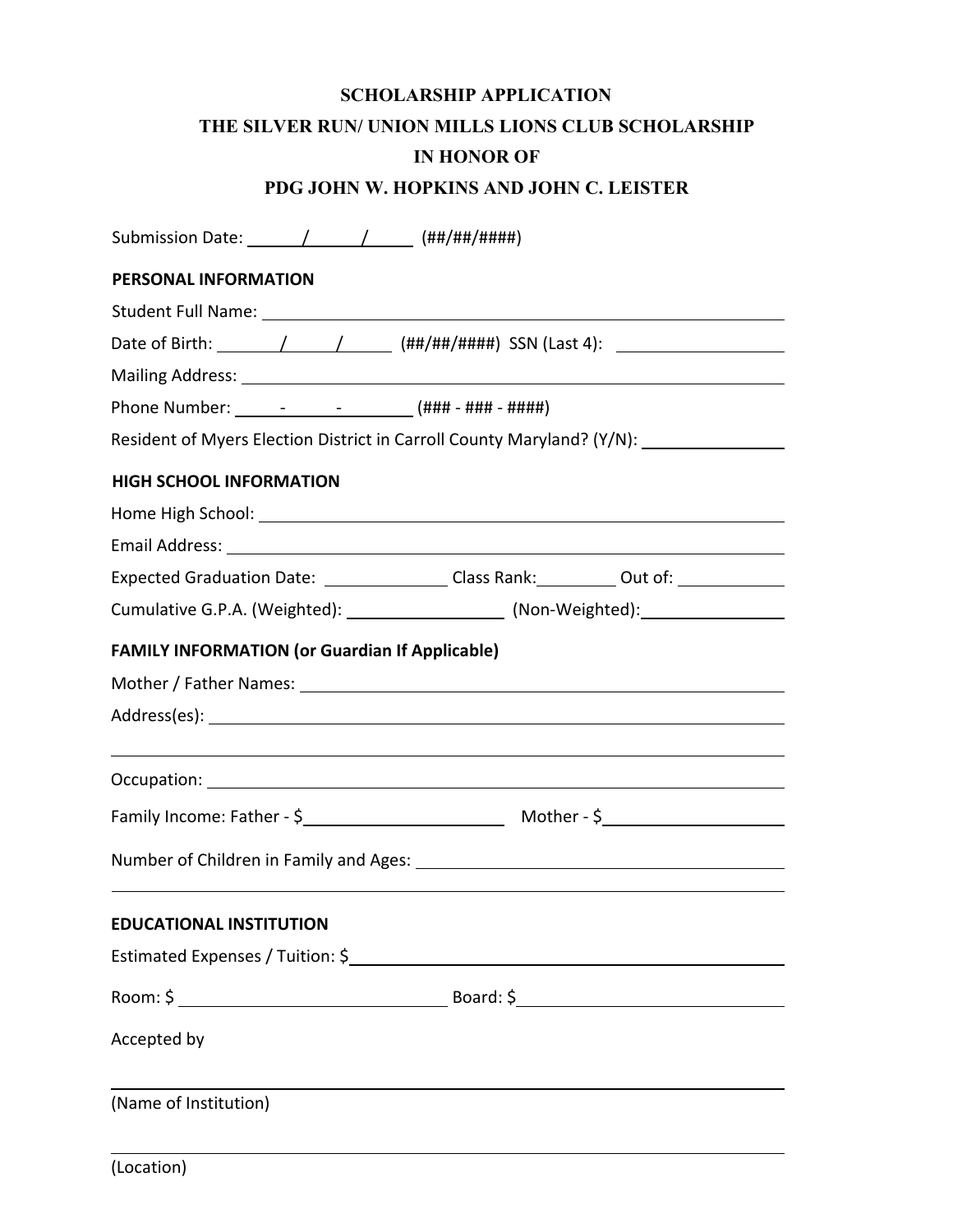# SCHOLARSHIP APPLICATION

## THE SILVER RUN/ UNION MILLS LIONS CLUB SCHOLARSHIP

## IN HONOR OF

## PDG JOHN W. HOPKINS AND JOHN C. LEISTER

Submission Date: ______/______/______ (##/##/####)

**PERSONAL INFORMATION**

Student Full Name: ____________________________________________

Date of Birth: ______/______/______ (##/##/####) SSN (Last 4): ______________

Mailing Address: ____________________________________________

Phone Number: ______-______-________ (### - ### - ####)

Resident of Myers Election District in Carroll County Maryland? (Y/N): ______________

**HIGH SCHOOL INFORMATION**

Home High School: ____________________________________________

Email Address: ____________________________________________

Expected Graduation Date: ______________ Class Rank: ________ Out of: __________

Cumulative G.P.A. (Weighted): ________________ (Non-Weighted): ______________

**FAMILY INFORMATION (or Guardian If Applicable)**

Mother / Father Names: ____________________________________________

Address(es): ____________________________________________

____________________________________________

Occupation: ____________________________________________

Family Income: Father - $ ____________________ Mother - $ ____________________

Number of Children in Family and Ages: ____________________________________________

____________________________________________

**EDUCATIONAL INSTITUTION**

Estimated Expenses / Tuition: $ ____________________________________________

Room: $ ________________________ Board: $ ________________________

Accepted by

____________________________________________

(Name of Institution)

____________________________________________

(Location)